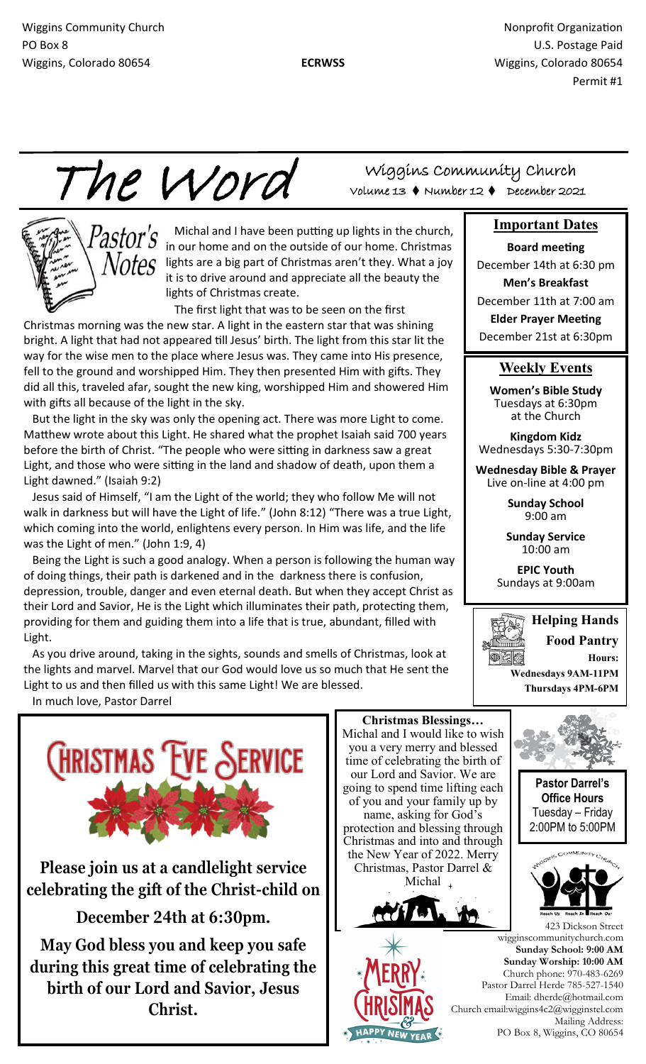Wiggins Community Church
PO Box 8
Wiggins, Colorado 80654

**ECRWSS**

Nonprofit Organization
U.S. Postage Paid
Wiggins, Colorado 80654
Permit #1

# The Word

Wiggins Community Church
Volume 13 ♦ Number 12 ♦ December 2021

## Pastor's Notes

Michal and I have been putting up lights in the church, in our home and on the outside of our home. Christmas lights are a big part of Christmas aren't they. What a joy it is to drive around and appreciate all the beauty the lights of Christmas create.

The first light that was to be seen on the first Christmas morning was the new star. A light in the eastern star that was shining bright. A light that had not appeared till Jesus' birth. The light from this star lit the way for the wise men to the place where Jesus was. They came into His presence, fell to the ground and worshipped Him. They then presented Him with gifts. They did all this, traveled afar, sought the new king, worshipped Him and showered Him with gifts all because of the light in the sky.

But the light in the sky was only the opening act. There was more Light to come. Matthew wrote about this Light. He shared what the prophet Isaiah said 700 years before the birth of Christ. "The people who were sitting in darkness saw a great Light, and those who were sitting in the land and shadow of death, upon them a Light dawned." (Isaiah 9:2)

Jesus said of Himself, "I am the Light of the world; they who follow Me will not walk in darkness but will have the Light of life." (John 8:12) "There was a true Light, which coming into the world, enlightens every person. In Him was life, and the life was the Light of men." (John 1:9, 4)

Being the Light is such a good analogy. When a person is following the human way of doing things, their path is darkened and in the darkness there is confusion, depression, trouble, danger and even eternal death. But when they accept Christ as their Lord and Savior, He is the Light which illuminates their path, protecting them, providing for them and guiding them into a life that is true, abundant, filled with Light.

As you drive around, taking in the sights, sounds and smells of Christmas, look at the lights and marvel. Marvel that our God would love us so much that He sent the Light to us and then filled us with this same Light! We are blessed.

In much love, Pastor Darrel

## Important Dates

**Board meeting**
December 14th at 6:30 pm

**Men's Breakfast**
December 11th at 7:00 am

**Elder Prayer Meeting**
December 21st at 6:30pm

## Weekly Events

**Women's Bible Study**
Tuesdays at 6:30pm
at the Church

**Kingdom Kidz**
Wednesdays 5:30-7:30pm

**Wednesday Bible & Prayer**
Live on-line at 4:00 pm

**Sunday School**
9:00 am

**Sunday Service**
10:00 am

**EPIC Youth**
Sundays at 9:00am

## Helping Hands Food Pantry

**Hours:**
**Wednesdays 9AM-11PM**
**Thursdays 4PM-6PM**

## Christmas Eve Service

**Please join us at a candlelight service celebrating the gift of the Christ-child on**

**December 24th at 6:30pm.**

**May God bless you and keep you safe during this great time of celebrating the birth of our Lord and Savior, Jesus Christ.**

**Christmas Blessings…**
Michal and I would like to wish you a very merry and blessed time of celebrating the birth of our Lord and Savior. We are going to spend time lifting each of you and your family up by name, asking for God's protection and blessing through Christmas and into and through the New Year of 2022. Merry Christmas, Pastor Darrel & Michal

**Pastor Darrel's Office Hours**
Tuesday – Friday
2:00PM to 5:00PM

Merry Christmas & Happy New Year

423 Dickson Street
wigginscommunitychurch.com
**Sunday School: 9:00 AM**
**Sunday Worship: 10:00 AM**
Church phone: 970-483-6269
Pastor Darrel Herde 785-527-1540
Email: dherde@hotmail.com
Church email:wiggins4c2@wigginstel.com
Mailing Address:
PO Box 8, Wiggins, CO 80654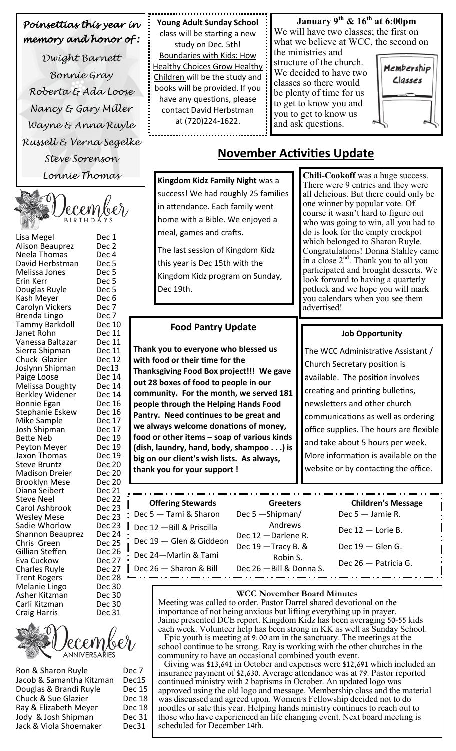*Poinsettias this year in memory and honor of:*

*Dwight Barnett*

*Bonnie Gray*

*Roberta & Ada Loose*

*Nancy & Gary Miller*

*Wayne & Anna Ruyle*

*Russell & Verna Segelke*

*Steve Sorenson*

*Lonnie Thomas*

## December BIRTHDAYS

| | |
|---|---|
| Lisa Megel | Dec 1 |
| Alison Beauprez | Dec 2 |
| Neela Thomas | Dec 4 |
| David Herbstman | Dec 5 |
| Melissa Jones | Dec 5 |
| Erin Kerr | Dec 5 |
| Douglas Ruyle | Dec 5 |
| Kash Meyer | Dec 6 |
| Carolyn Vickers | Dec 7 |
| Brenda Lingo | Dec 7 |
| Tammy Barkdoll | Dec 10 |
| Janet Rohn | Dec 11 |
| Vanessa Baltazar | Dec 11 |
| Sierra Shipman | Dec 11 |
| Chuck Glazier | Dec 12 |
| Joslynn Shipman | Dec13 |
| Paige Loose | Dec 14 |
| Melissa Doughty | Dec 14 |
| Berkley Widener | Dec 14 |
| Bonnie Egan | Dec 16 |
| Stephanie Eskew | Dec 16 |
| Mike Sample | Dec 17 |
| Josh Shipman | Dec 17 |
| Bette Neb | Dec 19 |
| Peyton Meyer | Dec 19 |
| Jaxon Thomas | Dec 19 |
| Steve Bruntz | Dec 20 |
| Madison Dreier | Dec 20 |
| Brooklyn Mese | Dec 20 |
| Diana Seibert | Dec 21 |
| Steve Neel | Dec 22 |
| Carol Ashbrook | Dec 23 |
| Wesley Mese | Dec 23 |
| Sadie Whorlow | Dec 23 |
| Shannon Beauprez | Dec 24 |
| Chris Green | Dec 25 |
| Gillian Steffen | Dec 26 |
| Eva Cuckow | Dec 27 |
| Charles Ruyle | Dec 27 |
| Trent Rogers | Dec 28 |
| Melanie Lingo | Dec 30 |
| Asher Kitzman | Dec 30 |
| Carli Kitzman | Dec 30 |
| Craig Harris | Dec 31 |

## December ANNIVERSARIES

| | |
|---|---|
| Ron & Sharon Ruyle | Dec 7 |
| Jacob & Samantha Kitzman | Dec15 |
| Douglas & Brandi Ruyle | Dec 15 |
| Chuck & Sue Glazier | Dec 18 |
| Ray & Elizabeth Meyer | Dec 18 |
| Jody & Josh Shipman | Dec 31 |
| Jack & Viola Shoemaker | Dec31 |

**Young Adult Sunday School** class will be starting a new study on Dec. 5th! Boundaries with Kids: How Healthy Choices Grow Healthy Children will be the study and books will be provided. If you have any questions, please contact David Herbstman at (720)224-1622.

**January 9th & 16th at 6:00pm**
We will have two classes; the first on what we believe at WCC, the second on the ministries and structure of the church. We decided to have two classes so there would be plenty of time for us to get to know you and you to get to know us and ask questions.

Membership Classes

## November Activities Update

**Kingdom Kidz Family Night** was a success! We had roughly 25 families in attendance. Each family went home with a Bible. We enjoyed a meal, games and crafts.

The last session of Kingdom Kidz this year is Dec 15th with the Kingdom Kidz program on Sunday, Dec 19th.

**Chili-Cookoff** was a huge success. There were 9 entries and they were all delicious. But there could only be one winner by popular vote. Of course it wasn't hard to figure out who was going to win, all you had to do is look for the empty crockpot which belonged to Sharon Ruyle. Congratulations! Donna Stahley came in a close 2nd. Thank you to all you participated and brought desserts. We look forward to having a quarterly potluck and we hope you will mark you calendars when you see them advertised!

### Food Pantry Update

**Thank you to everyone who blessed us with food or their time for the Thanksgiving Food Box project!!! We gave out 28 boxes of food to people in our community. For the month, we served 181 people through the Helping Hands Food Pantry. Need continues to be great and we always welcome donations of money, food or other items – soap of various kinds (dish, laundry, hand, body, shampoo . . .) is big on our client's wish lists. As always, thank you for your support !**

### Job Opportunity

The WCC Administrative Assistant / Church Secretary position is available. The position involves creating and printing bulletins, newsletters and other church communications as well as ordering office supplies. The hours are flexible and take about 5 hours per week. More information is available on the website or by contacting the office.

| Offering Stewards | Greeters | Children's Message |
|---|---|---|
| Dec 5 — Tami & Sharon | Dec 5 —Shipman/ Andrews | Dec 5 — Jamie R. |
| Dec 12 —Bill & Priscilla | Dec 12 —Darlene R. | Dec 12 — Lorie B. |
| Dec 19 — Glen & Giddeon | Dec 19 —Tracy B. & Robin S. | Dec 19 — Glen G. |
| Dec 24—Marlin & Tami | | |
| Dec 26 — Sharon & Bill | Dec 26 —Bill & Donna S. | Dec 26 — Patricia G. |

### WCC November Board Minutes

Meeting was called to order. Pastor Darrel shared devotional on the importance of not being anxious but lifting everything up in prayer. Jaime presented DCE report. Kingdom Kidz has been averaging 50-55 kids each week. Volunteer help has been strong in KK as well as Sunday School. Epic youth is meeting at 9:00 am in the sanctuary. The meetings at the school continue to be strong. Ray is working with the other churches in the community to have an occasional combined youth event.

Giving was $13,641 in October and expenses were $12,691 which included an insurance payment of $2,630. Average attendance was at 79. Pastor reported continued ministry with 2 baptisms in October. An updated logo was approved using the old logo and message. Membership class and the material was discussed and agreed upon. Women's Fellowship decided not to do noodles or sale this year. Helping hands ministry continues to reach out to those who have experienced an life changing event. Next board meeting is scheduled for December 14th.